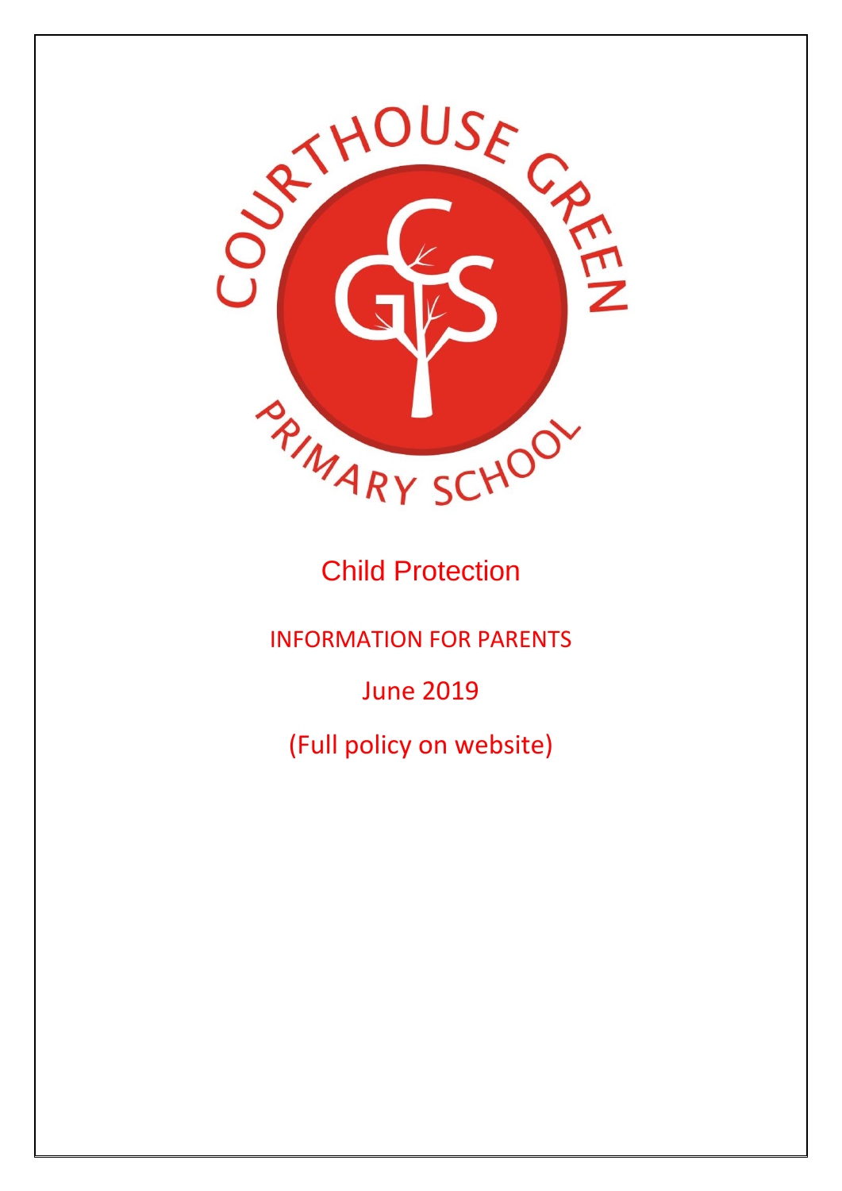# Child Protection

## INFORMATION FOR PARENTS

June 2019

(Full policy on website)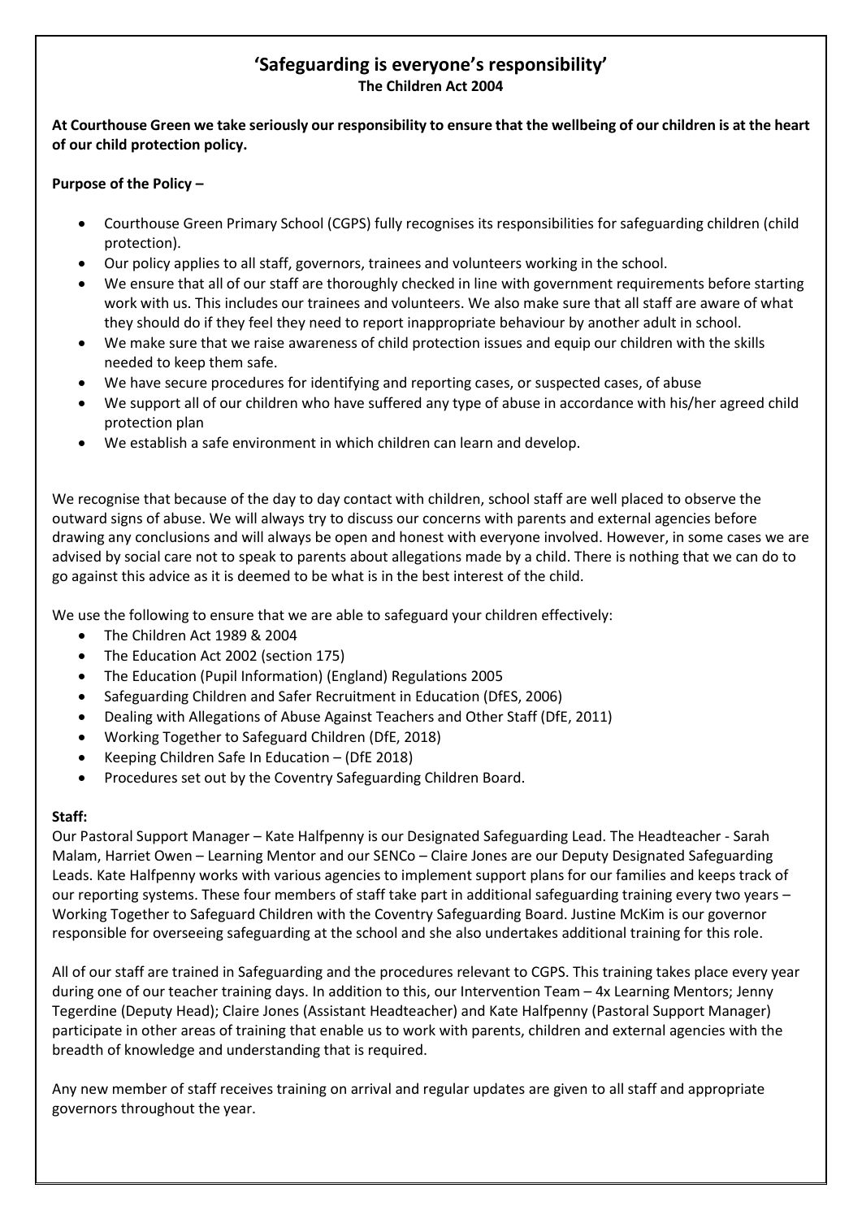# 'Safeguarding is everyone's responsibility'

**The Children Act 2004**

**At Courthouse Green we take seriously our responsibility to ensure that the wellbeing of our children is at the heart of our child protection policy.**

**Purpose of the Policy –**

- Courthouse Green Primary School (CGPS) fully recognises its responsibilities for safeguarding children (child protection).
- Our policy applies to all staff, governors, trainees and volunteers working in the school.
- We ensure that all of our staff are thoroughly checked in line with government requirements before starting work with us. This includes our trainees and volunteers. We also make sure that all staff are aware of what they should do if they feel they need to report inappropriate behaviour by another adult in school.
- We make sure that we raise awareness of child protection issues and equip our children with the skills needed to keep them safe.
- We have secure procedures for identifying and reporting cases, or suspected cases, of abuse
- We support all of our children who have suffered any type of abuse in accordance with his/her agreed child protection plan
- We establish a safe environment in which children can learn and develop.

We recognise that because of the day to day contact with children, school staff are well placed to observe the outward signs of abuse. We will always try to discuss our concerns with parents and external agencies before drawing any conclusions and will always be open and honest with everyone involved. However, in some cases we are advised by social care not to speak to parents about allegations made by a child. There is nothing that we can do to go against this advice as it is deemed to be what is in the best interest of the child.

We use the following to ensure that we are able to safeguard your children effectively:

- The Children Act 1989 & 2004
- The Education Act 2002 (section 175)
- The Education (Pupil Information) (England) Regulations 2005
- Safeguarding Children and Safer Recruitment in Education (DfES, 2006)
- Dealing with Allegations of Abuse Against Teachers and Other Staff (DfE, 2011)
- Working Together to Safeguard Children (DfE, 2018)
- Keeping Children Safe In Education – (DfE 2018)
- Procedures set out by the Coventry Safeguarding Children Board.

**Staff:**

Our Pastoral Support Manager – Kate Halfpenny is our Designated Safeguarding Lead. The Headteacher - Sarah Malam, Harriet Owen – Learning Mentor and our SENCo – Claire Jones are our Deputy Designated Safeguarding Leads. Kate Halfpenny works with various agencies to implement support plans for our families and keeps track of our reporting systems. These four members of staff take part in additional safeguarding training every two years – Working Together to Safeguard Children with the Coventry Safeguarding Board. Justine McKim is our governor responsible for overseeing safeguarding at the school and she also undertakes additional training for this role.

All of our staff are trained in Safeguarding and the procedures relevant to CGPS. This training takes place every year during one of our teacher training days. In addition to this, our Intervention Team – 4x Learning Mentors; Jenny Tegerdine (Deputy Head); Claire Jones (Assistant Headteacher) and Kate Halfpenny (Pastoral Support Manager) participate in other areas of training that enable us to work with parents, children and external agencies with the breadth of knowledge and understanding that is required.

Any new member of staff receives training on arrival and regular updates are given to all staff and appropriate governors throughout the year.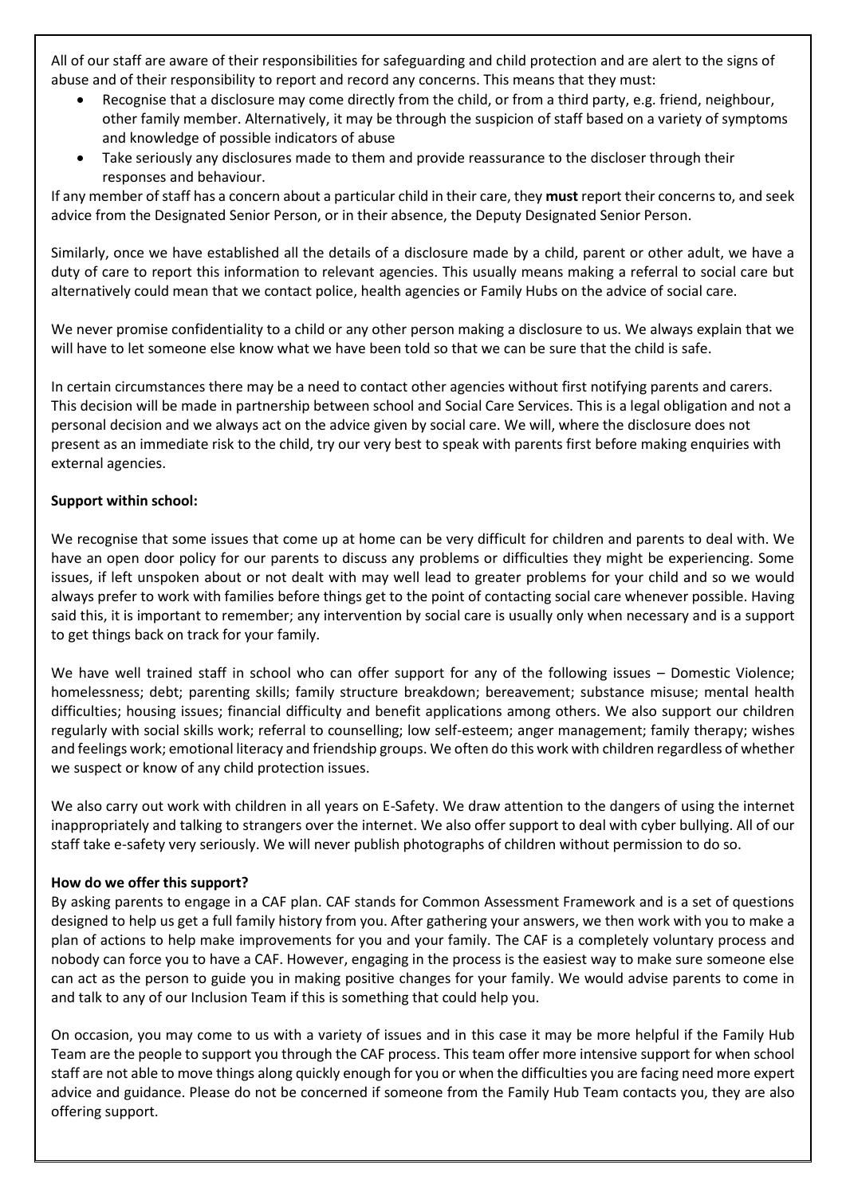All of our staff are aware of their responsibilities for safeguarding and child protection and are alert to the signs of abuse and of their responsibility to report and record any concerns. This means that they must:

- Recognise that a disclosure may come directly from the child, or from a third party, e.g. friend, neighbour, other family member. Alternatively, it may be through the suspicion of staff based on a variety of symptoms and knowledge of possible indicators of abuse
- Take seriously any disclosures made to them and provide reassurance to the discloser through their responses and behaviour.

If any member of staff has a concern about a particular child in their care, they **must** report their concerns to, and seek advice from the Designated Senior Person, or in their absence, the Deputy Designated Senior Person.

Similarly, once we have established all the details of a disclosure made by a child, parent or other adult, we have a duty of care to report this information to relevant agencies. This usually means making a referral to social care but alternatively could mean that we contact police, health agencies or Family Hubs on the advice of social care.

We never promise confidentiality to a child or any other person making a disclosure to us. We always explain that we will have to let someone else know what we have been told so that we can be sure that the child is safe.

In certain circumstances there may be a need to contact other agencies without first notifying parents and carers. This decision will be made in partnership between school and Social Care Services. This is a legal obligation and not a personal decision and we always act on the advice given by social care. We will, where the disclosure does not present as an immediate risk to the child, try our very best to speak with parents first before making enquiries with external agencies.

**Support within school:**

We recognise that some issues that come up at home can be very difficult for children and parents to deal with. We have an open door policy for our parents to discuss any problems or difficulties they might be experiencing. Some issues, if left unspoken about or not dealt with may well lead to greater problems for your child and so we would always prefer to work with families before things get to the point of contacting social care whenever possible. Having said this, it is important to remember; any intervention by social care is usually only when necessary and is a support to get things back on track for your family.

We have well trained staff in school who can offer support for any of the following issues – Domestic Violence; homelessness; debt; parenting skills; family structure breakdown; bereavement; substance misuse; mental health difficulties; housing issues; financial difficulty and benefit applications among others. We also support our children regularly with social skills work; referral to counselling; low self-esteem; anger management; family therapy; wishes and feelings work; emotional literacy and friendship groups. We often do this work with children regardless of whether we suspect or know of any child protection issues.

We also carry out work with children in all years on E-Safety. We draw attention to the dangers of using the internet inappropriately and talking to strangers over the internet. We also offer support to deal with cyber bullying. All of our staff take e-safety very seriously. We will never publish photographs of children without permission to do so.

**How do we offer this support?**

By asking parents to engage in a CAF plan. CAF stands for Common Assessment Framework and is a set of questions designed to help us get a full family history from you. After gathering your answers, we then work with you to make a plan of actions to help make improvements for you and your family. The CAF is a completely voluntary process and nobody can force you to have a CAF. However, engaging in the process is the easiest way to make sure someone else can act as the person to guide you in making positive changes for your family. We would advise parents to come in and talk to any of our Inclusion Team if this is something that could help you.

On occasion, you may come to us with a variety of issues and in this case it may be more helpful if the Family Hub Team are the people to support you through the CAF process. This team offer more intensive support for when school staff are not able to move things along quickly enough for you or when the difficulties you are facing need more expert advice and guidance. Please do not be concerned if someone from the Family Hub Team contacts you, they are also offering support.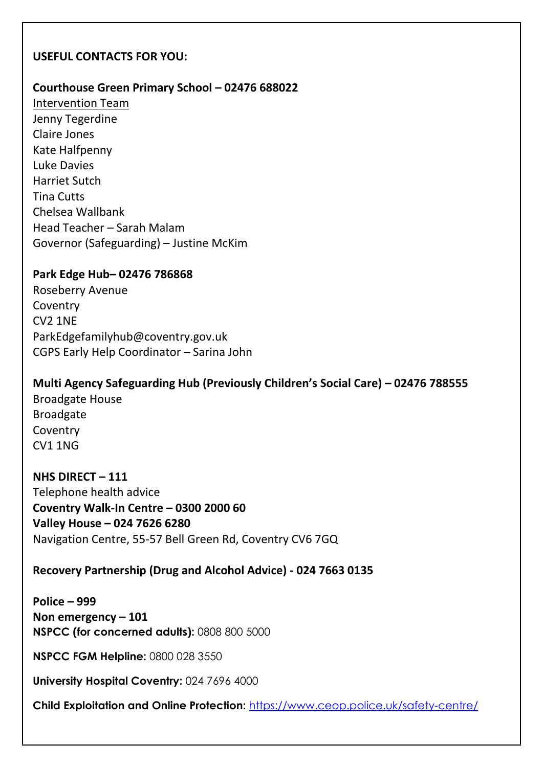**USEFUL CONTACTS FOR YOU:**

**Courthouse Green Primary School – 02476 688022**

Intervention Team
Jenny Tegerdine
Claire Jones
Kate Halfpenny
Luke Davies
Harriet Sutch
Tina Cutts
Chelsea Wallbank
Head Teacher – Sarah Malam
Governor (Safeguarding) – Justine McKim

**Park Edge Hub– 02476 786868**

Roseberry Avenue
Coventry
CV2 1NE
ParkEdgefamilyhub@coventry.gov.uk
CGPS Early Help Coordinator – Sarina John

**Multi Agency Safeguarding Hub (Previously Children's Social Care) – 02476 788555**

Broadgate House
Broadgate
Coventry
CV1 1NG

**NHS DIRECT – 111**

Telephone health advice

**Coventry Walk-In Centre – 0300 2000 60**

**Valley House – 024 7626 6280**

Navigation Centre, 55-57 Bell Green Rd, Coventry CV6 7GQ

**Recovery Partnership (Drug and Alcohol Advice) - 024 7663 0135**

**Police – 999**

**Non emergency – 101**

**NSPCC (for concerned adults):** 0808 800 5000

**NSPCC FGM Helpline:** 0800 028 3550

**University Hospital Coventry:** 024 7696 4000

**Child Exploitation and Online Protection:** https://www.ceop.police.uk/safety-centre/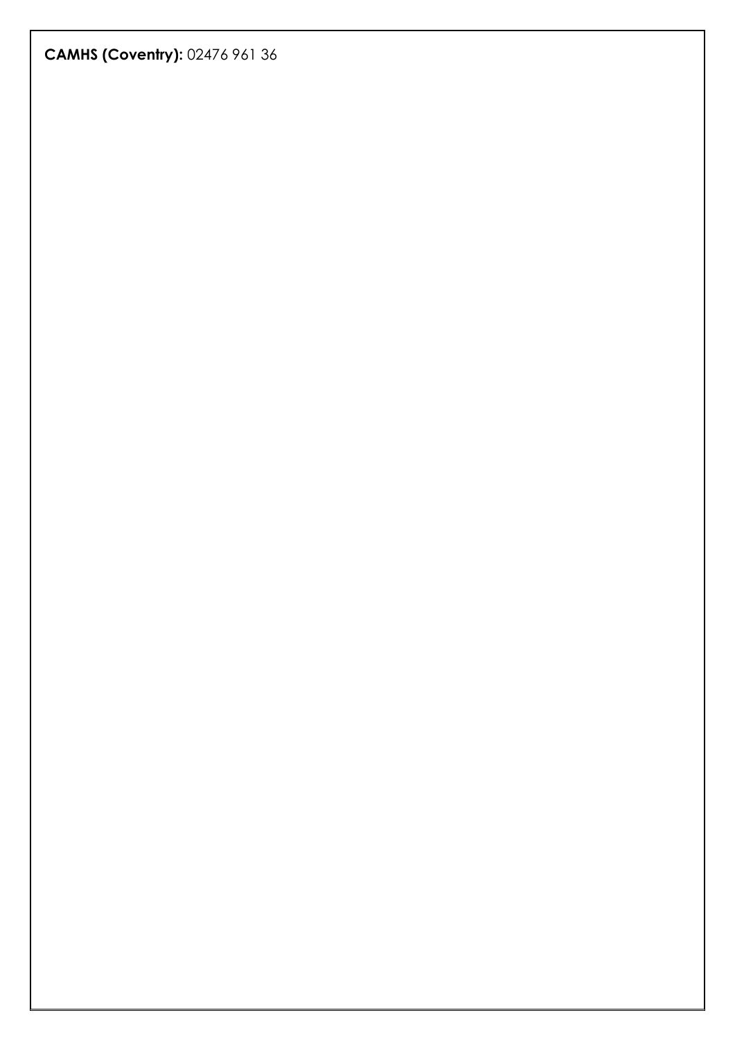**CAMHS (Coventry):** 02476 961 36